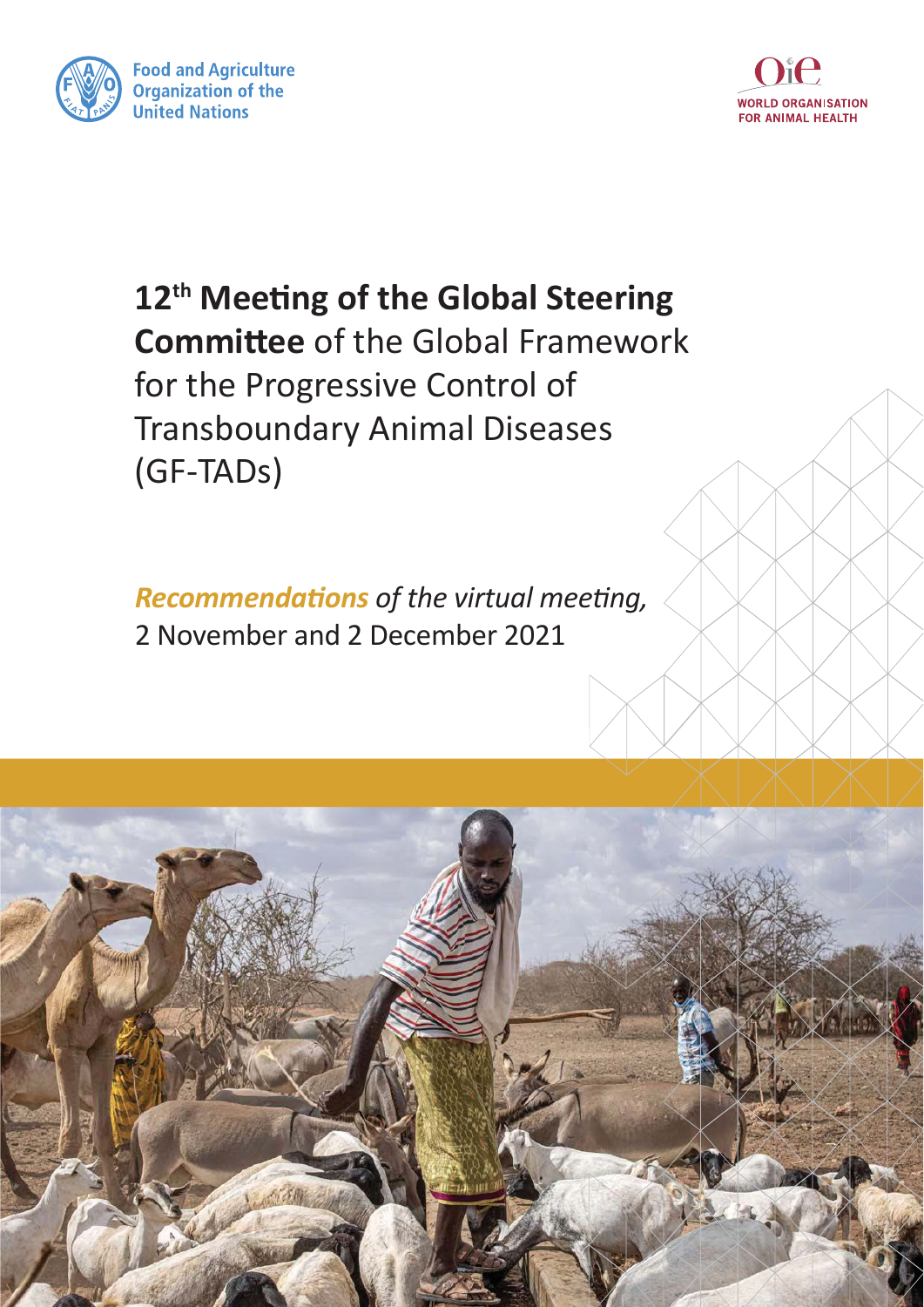Food and Agriculture Organization of the United Nations

WORLD ORGANISATION FOR ANIMAL HEALTH

# **12th Meeting of the Global Steering Committee** of the Global Framework for the Progressive Control of Transboundary Animal Diseases (GF-TADs)

***Recommendations*** *of the virtual meeting,*
2 November and 2 December 2021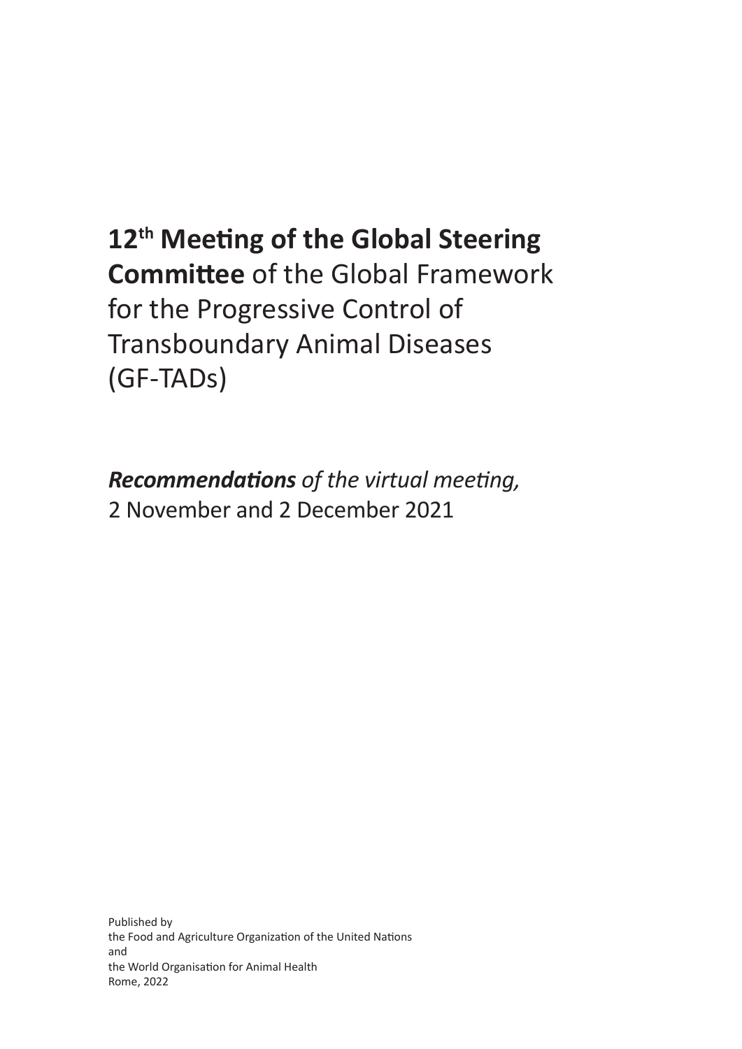# **12th Meeting of the Global Steering Committee** of the Global Framework for the Progressive Control of Transboundary Animal Diseases (GF-TADs)

***Recommendations** of the virtual meeting,*
2 November and 2 December 2021

Published by
the Food and Agriculture Organization of the United Nations
and
the World Organisation for Animal Health
Rome, 2022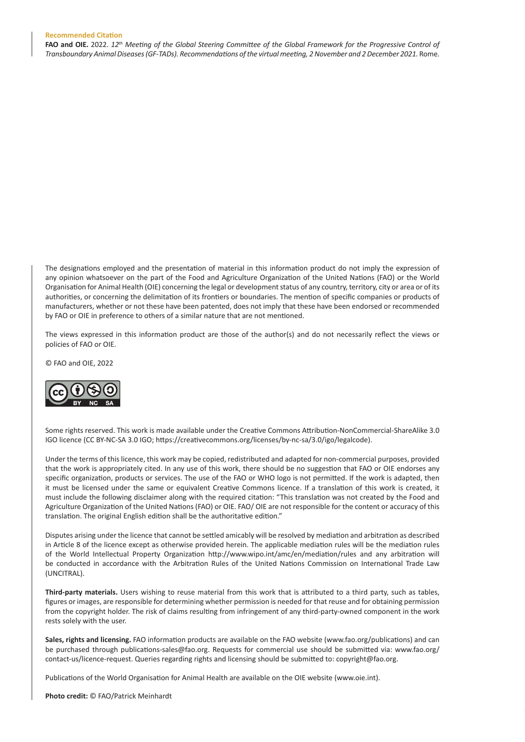**Recommended Citation**

**FAO and OIE.** 2022. *12th Meeting of the Global Steering Committee of the Global Framework for the Progressive Control of Transboundary Animal Diseases (GF-TADs). Recommendations of the virtual meeting, 2 November and 2 December 2021.* Rome.

The designations employed and the presentation of material in this information product do not imply the expression of any opinion whatsoever on the part of the Food and Agriculture Organization of the United Nations (FAO) or the World Organisation for Animal Health (OIE) concerning the legal or development status of any country, territory, city or area or of its authorities, or concerning the delimitation of its frontiers or boundaries. The mention of specific companies or products of manufacturers, whether or not these have been patented, does not imply that these have been endorsed or recommended by FAO or OIE in preference to others of a similar nature that are not mentioned.

The views expressed in this information product are those of the author(s) and do not necessarily reflect the views or policies of FAO or OIE.

© FAO and OIE, 2022

Some rights reserved. This work is made available under the Creative Commons Attribution-NonCommercial-ShareAlike 3.0 IGO licence (CC BY-NC-SA 3.0 IGO; https://creativecommons.org/licenses/by-nc-sa/3.0/igo/legalcode).

Under the terms of this licence, this work may be copied, redistributed and adapted for non-commercial purposes, provided that the work is appropriately cited. In any use of this work, there should be no suggestion that FAO or OIE endorses any specific organization, products or services. The use of the FAO or WHO logo is not permitted. If the work is adapted, then it must be licensed under the same or equivalent Creative Commons licence. If a translation of this work is created, it must include the following disclaimer along with the required citation: "This translation was not created by the Food and Agriculture Organization of the United Nations (FAO) or OIE. FAO/ OIE are not responsible for the content or accuracy of this translation. The original English edition shall be the authoritative edition."

Disputes arising under the licence that cannot be settled amicably will be resolved by mediation and arbitration as described in Article 8 of the licence except as otherwise provided herein. The applicable mediation rules will be the mediation rules of the World Intellectual Property Organization http://www.wipo.int/amc/en/mediation/rules and any arbitration will be conducted in accordance with the Arbitration Rules of the United Nations Commission on International Trade Law (UNCITRAL).

**Third-party materials.** Users wishing to reuse material from this work that is attributed to a third party, such as tables, figures or images, are responsible for determining whether permission is needed for that reuse and for obtaining permission from the copyright holder. The risk of claims resulting from infringement of any third-party-owned component in the work rests solely with the user.

**Sales, rights and licensing.** FAO information products are available on the FAO website (www.fao.org/publications) and can be purchased through publications-sales@fao.org. Requests for commercial use should be submitted via: www.fao.org/contact-us/licence-request. Queries regarding rights and licensing should be submitted to: copyright@fao.org.

Publications of the World Organisation for Animal Health are available on the OIE website (www.oie.int).

**Photo credit:** © FAO/Patrick Meinhardt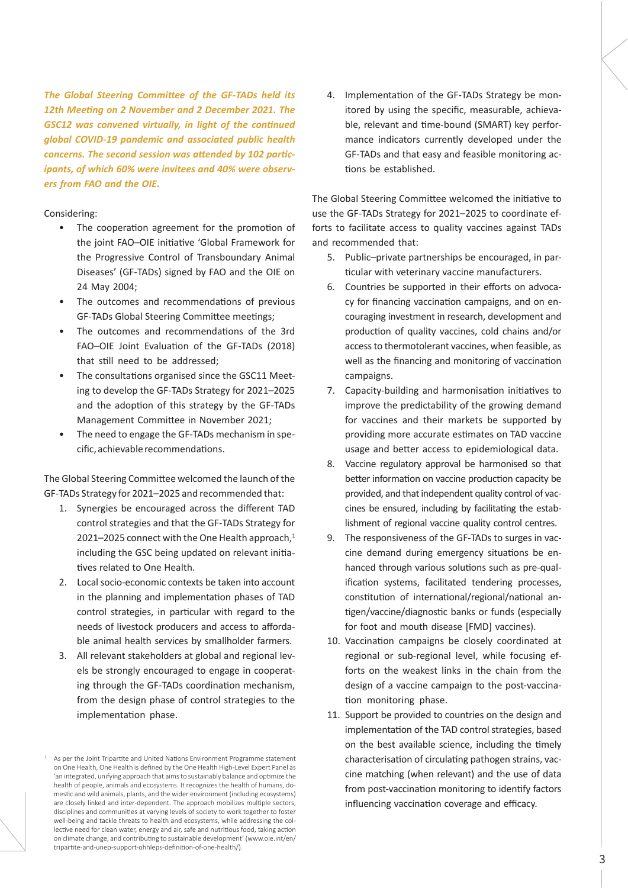*The Global Steering Committee of the GF-TADs held its 12th Meeting on 2 November and 2 December 2021. The GSC12 was convened virtually, in light of the continued global COVID-19 pandemic and associated public health concerns. The second session was attended by 102 participants, of which 60% were invitees and 40% were observers from FAO and the OIE.*

Considering:

- The cooperation agreement for the promotion of the joint FAO–OIE initiative 'Global Framework for the Progressive Control of Transboundary Animal Diseases' (GF-TADs) signed by FAO and the OIE on 24 May 2004;
- The outcomes and recommendations of previous GF-TADs Global Steering Committee meetings;
- The outcomes and recommendations of the 3rd FAO–OIE Joint Evaluation of the GF-TADs (2018) that still need to be addressed;
- The consultations organised since the GSC11 Meeting to develop the GF-TADs Strategy for 2021–2025 and the adoption of this strategy by the GF-TADs Management Committee in November 2021;
- The need to engage the GF-TADs mechanism in specific, achievable recommendations.

The Global Steering Committee welcomed the launch of the GF-TADs Strategy for 2021–2025 and recommended that:

1. Synergies be encouraged across the different TAD control strategies and that the GF-TADs Strategy for 2021–2025 connect with the One Health approach,[1] including the GSC being updated on relevant initiatives related to One Health.
2. Local socio-economic contexts be taken into account in the planning and implementation phases of TAD control strategies, in particular with regard to the needs of livestock producers and access to affordable animal health services by smallholder farmers.
3. All relevant stakeholders at global and regional levels be strongly encouraged to engage in cooperating through the GF-TADs coordination mechanism, from the design phase of control strategies to the implementation phase.
4. Implementation of the GF-TADs Strategy be monitored by using the specific, measurable, achievable, relevant and time-bound (SMART) key performance indicators currently developed under the GF-TADs and that easy and feasible monitoring actions be established.

The Global Steering Committee welcomed the initiative to use the GF-TADs Strategy for 2021–2025 to coordinate efforts to facilitate access to quality vaccines against TADs and recommended that:

5. Public–private partnerships be encouraged, in particular with veterinary vaccine manufacturers.
6. Countries be supported in their efforts on advocacy for financing vaccination campaigns, and on encouraging investment in research, development and production of quality vaccines, cold chains and/or access to thermotolerant vaccines, when feasible, as well as the financing and monitoring of vaccination campaigns.
7. Capacity-building and harmonisation initiatives to improve the predictability of the growing demand for vaccines and their markets be supported by providing more accurate estimates on TAD vaccine usage and better access to epidemiological data.
8. Vaccine regulatory approval be harmonised so that better information on vaccine production capacity be provided, and that independent quality control of vaccines be ensured, including by facilitating the establishment of regional vaccine quality control centres.
9. The responsiveness of the GF-TADs to surges in vaccine demand during emergency situations be enhanced through various solutions such as pre-qualification systems, facilitated tendering processes, constitution of international/regional/national antigen/vaccine/diagnostic banks or funds (especially for foot and mouth disease [FMD] vaccines).
10. Vaccination campaigns be closely coordinated at regional or sub-regional level, while focusing efforts on the weakest links in the chain from the design of a vaccine campaign to the post-vaccination monitoring phase.
11. Support be provided to countries on the design and implementation of the TAD control strategies, based on the best available science, including the timely characterisation of circulating pathogen strains, vaccine matching (when relevant) and the use of data from post-vaccination monitoring to identify factors influencing vaccination coverage and efficacy.

[1] As per the Joint Tripartite and United Nations Environment Programme statement on One Health, One Health is defined by the One Health High-Level Expert Panel as 'an integrated, unifying approach that aims to sustainably balance and optimize the health of people, animals and ecosystems. It recognizes the health of humans, domestic and wild animals, plants, and the wider environment (including ecosystems) are closely linked and inter-dependent. The approach mobilizes multiple sectors, disciplines and communities at varying levels of society to work together to foster well-being and tackle threats to health and ecosystems, while addressing the collective need for clean water, energy and air, safe and nutritious food, taking action on climate change, and contributing to sustainable development' (www.oie.int/en/tripartite-and-unep-support-ohhleps-definition-of-one-health/).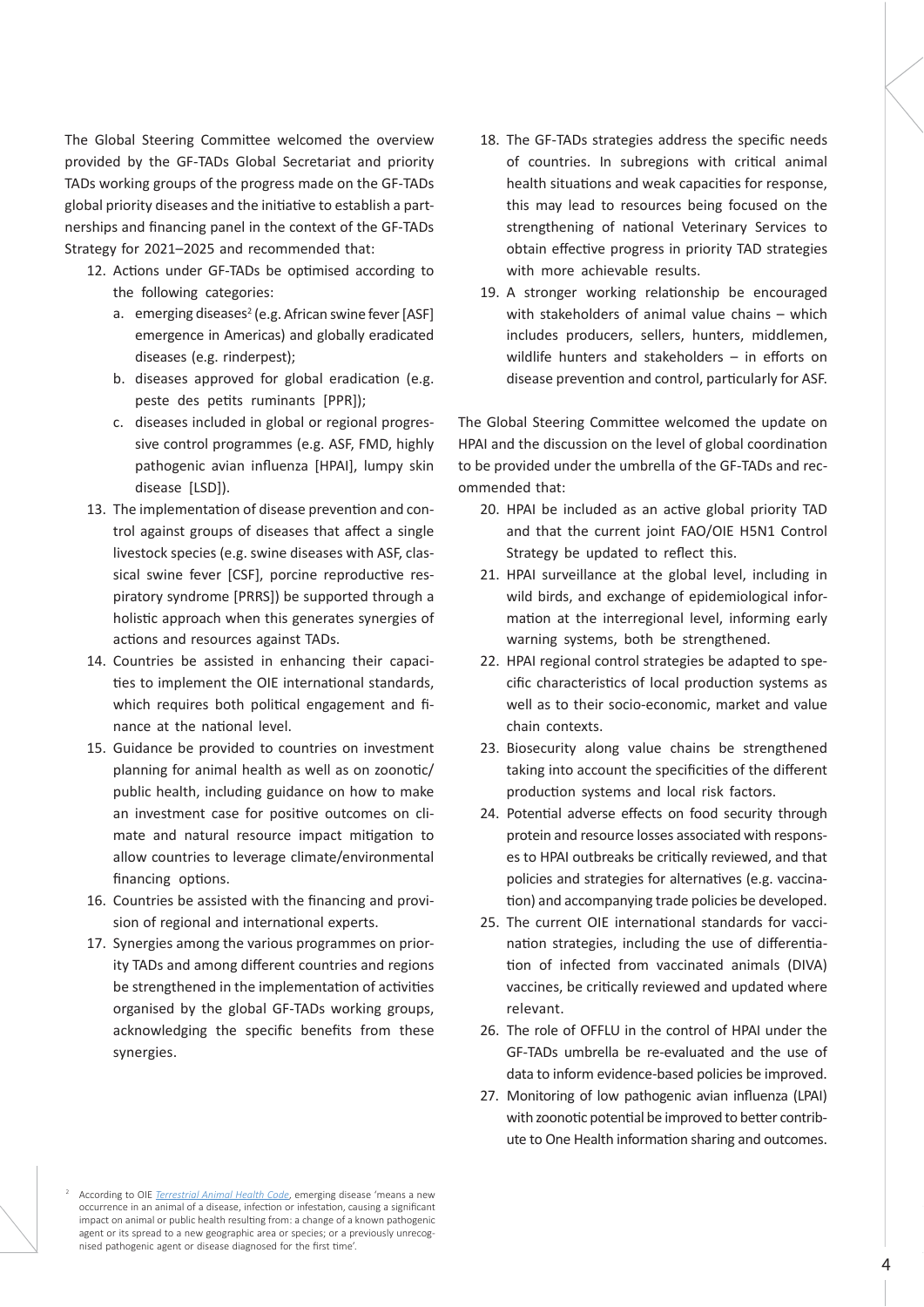The Global Steering Committee welcomed the overview provided by the GF-TADs Global Secretariat and priority TADs working groups of the progress made on the GF-TADs global priority diseases and the initiative to establish a partnerships and financing panel in the context of the GF-TADs Strategy for 2021–2025 and recommended that:

12. Actions under GF-TADs be optimised according to the following categories:
    a. emerging diseases[2] (e.g. African swine fever [ASF] emergence in Americas) and globally eradicated diseases (e.g. rinderpest);
    b. diseases approved for global eradication (e.g. peste des petits ruminants [PPR]);
    c. diseases included in global or regional progressive control programmes (e.g. ASF, FMD, highly pathogenic avian influenza [HPAI], lumpy skin disease [LSD]).
13. The implementation of disease prevention and control against groups of diseases that affect a single livestock species (e.g. swine diseases with ASF, classical swine fever [CSF], porcine reproductive respiratory syndrome [PRRS]) be supported through a holistic approach when this generates synergies of actions and resources against TADs.
14. Countries be assisted in enhancing their capacities to implement the OIE international standards, which requires both political engagement and finance at the national level.
15. Guidance be provided to countries on investment planning for animal health as well as on zoonotic/public health, including guidance on how to make an investment case for positive outcomes on climate and natural resource impact mitigation to allow countries to leverage climate/environmental financing options.
16. Countries be assisted with the financing and provision of regional and international experts.
17. Synergies among the various programmes on priority TADs and among different countries and regions be strengthened in the implementation of activities organised by the global GF-TADs working groups, acknowledging the specific benefits from these synergies.
18. The GF-TADs strategies address the specific needs of countries. In subregions with critical animal health situations and weak capacities for response, this may lead to resources being focused on the strengthening of national Veterinary Services to obtain effective progress in priority TAD strategies with more achievable results.
19. A stronger working relationship be encouraged with stakeholders of animal value chains – which includes producers, sellers, hunters, middlemen, wildlife hunters and stakeholders – in efforts on disease prevention and control, particularly for ASF.

The Global Steering Committee welcomed the update on HPAI and the discussion on the level of global coordination to be provided under the umbrella of the GF-TADs and recommended that:

20. HPAI be included as an active global priority TAD and that the current joint FAO/OIE H5N1 Control Strategy be updated to reflect this.
21. HPAI surveillance at the global level, including in wild birds, and exchange of epidemiological information at the interregional level, informing early warning systems, both be strengthened.
22. HPAI regional control strategies be adapted to specific characteristics of local production systems as well as to their socio-economic, market and value chain contexts.
23. Biosecurity along value chains be strengthened taking into account the specificities of the different production systems and local risk factors.
24. Potential adverse effects on food security through protein and resource losses associated with responses to HPAI outbreaks be critically reviewed, and that policies and strategies for alternatives (e.g. vaccination) and accompanying trade policies be developed.
25. The current OIE international standards for vaccination strategies, including the use of differentiation of infected from vaccinated animals (DIVA) vaccines, be critically reviewed and updated where relevant.
26. The role of OFFLU in the control of HPAI under the GF-TADs umbrella be re-evaluated and the use of data to inform evidence-based policies be improved.
27. Monitoring of low pathogenic avian influenza (LPAI) with zoonotic potential be improved to better contribute to One Health information sharing and outcomes.

[2] According to OIE *Terrestrial Animal Health Code*, emerging disease 'means a new occurrence in an animal of a disease, infection or infestation, causing a significant impact on animal or public health resulting from: a change of a known pathogenic agent or its spread to a new geographic area or species; or a previously unrecognised pathogenic agent or disease diagnosed for the first time'.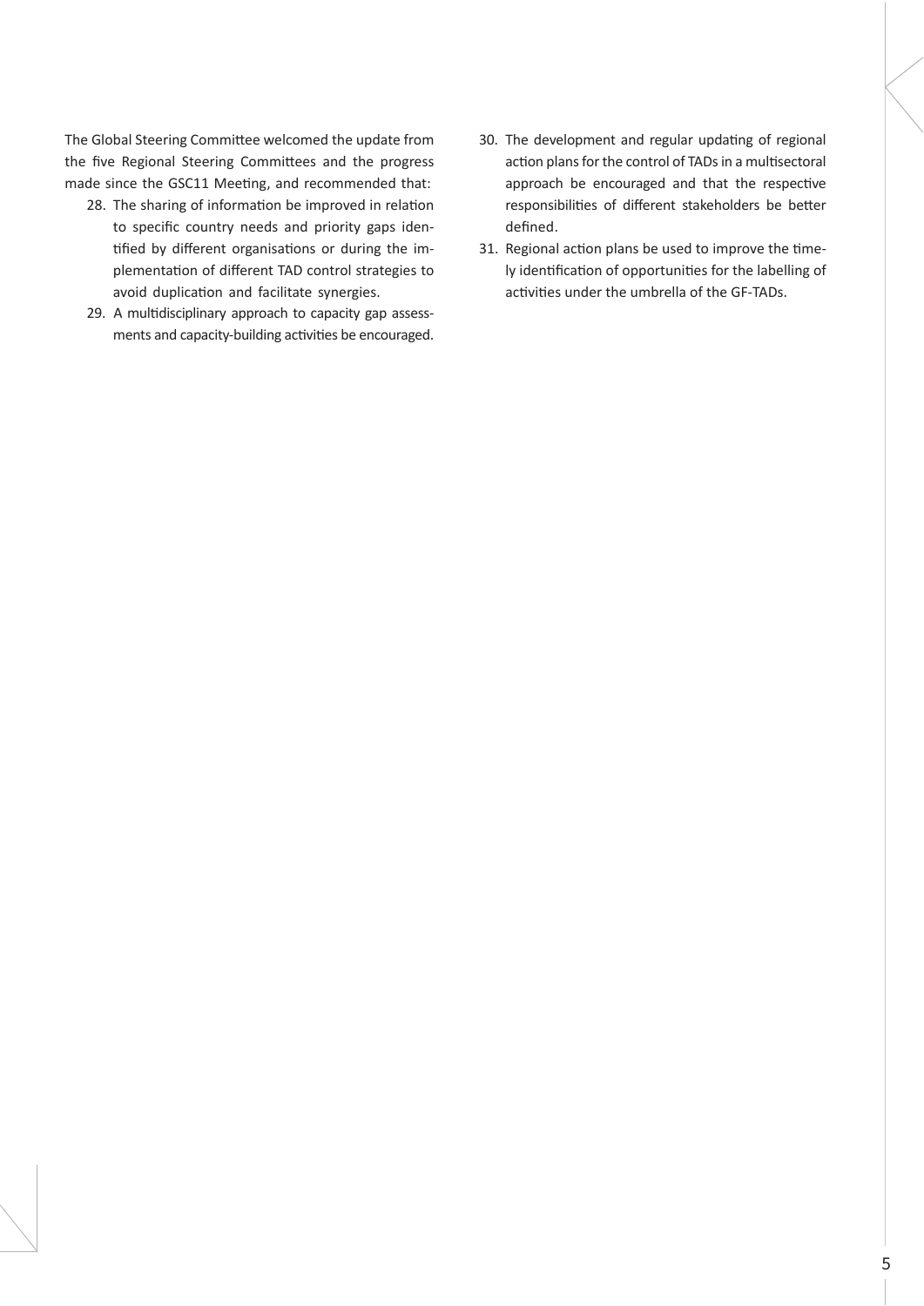The Global Steering Committee welcomed the update from the five Regional Steering Committees and the progress made since the GSC11 Meeting, and recommended that:

28. The sharing of information be improved in relation to specific country needs and priority gaps identified by different organisations or during the implementation of different TAD control strategies to avoid duplication and facilitate synergies.
29. A multidisciplinary approach to capacity gap assessments and capacity-building activities be encouraged.
30. The development and regular updating of regional action plans for the control of TADs in a multisectoral approach be encouraged and that the respective responsibilities of different stakeholders be better defined.
31. Regional action plans be used to improve the timely identification of opportunities for the labelling of activities under the umbrella of the GF-TADs.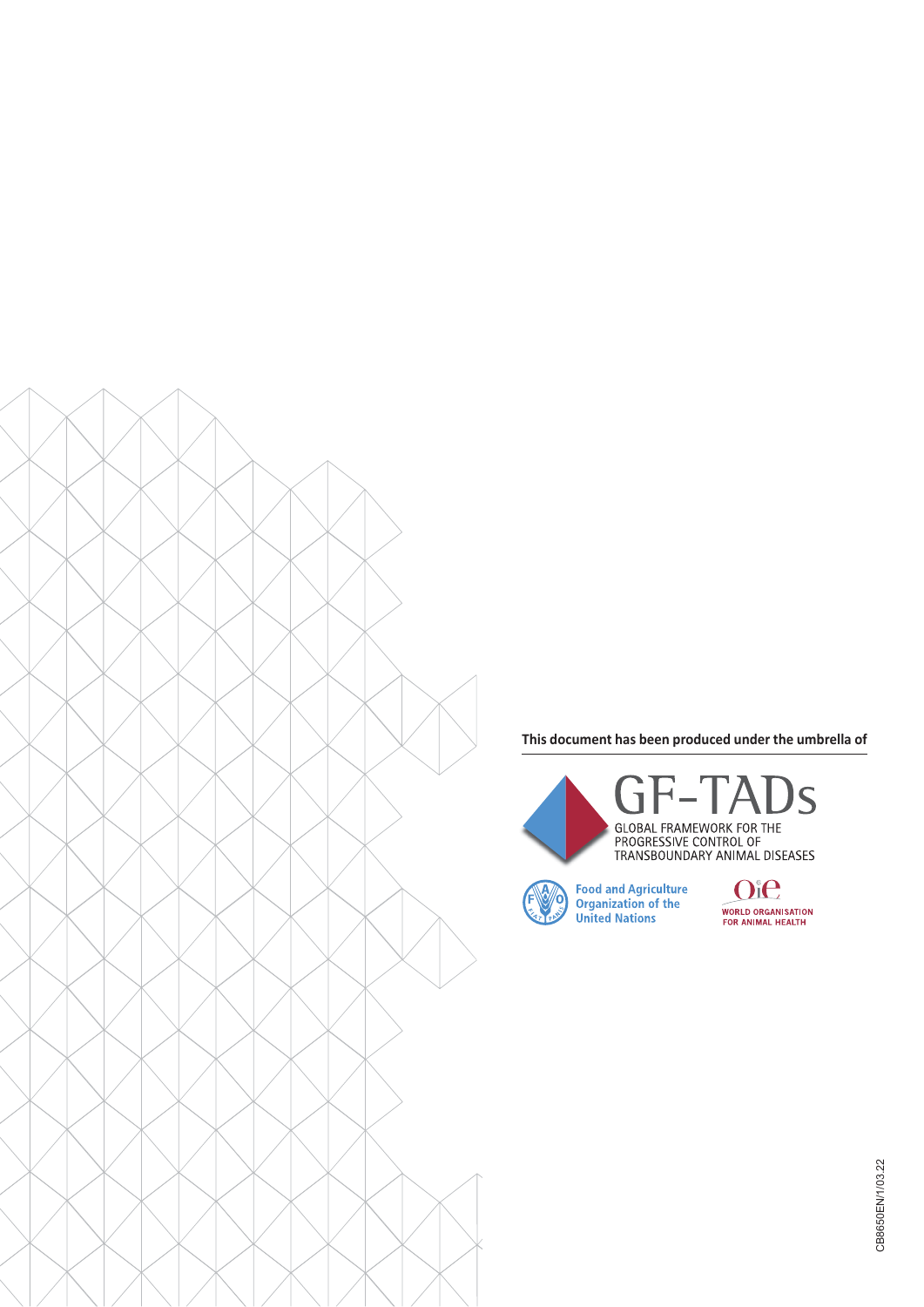**This document has been produced under the umbrella of**

GF-TADs

GLOBAL FRAMEWORK FOR THE PROGRESSIVE CONTROL OF TRANSBOUNDARY ANIMAL DISEASES

Food and Agriculture Organization of the United Nations

OIE

WORLD ORGANISATION FOR ANIMAL HEALTH

CB8650EN/1/03.22